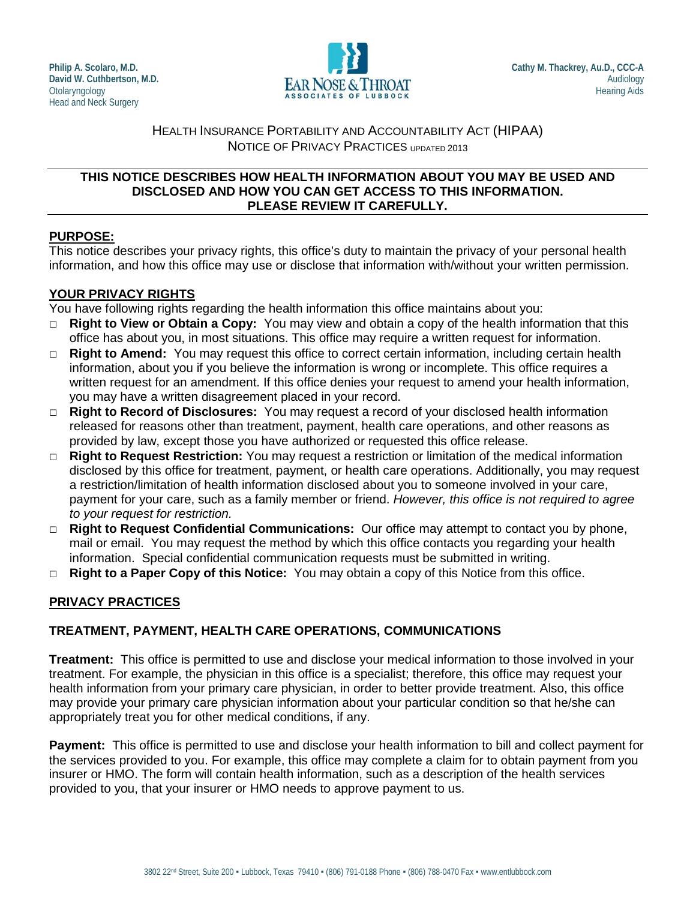Philip A. Scolaro, M.D.
David W. Cuthbertson, M.D.
Otolaryngology
Head and Neck Surgery

EAR NOSE & THROAT
ASSOCIATES OF LUBBOCK

Cathy M. Thackrey, Au.D., CCC-A
Audiology
Hearing Aids

# HEALTH INSURANCE PORTABILITY AND ACCOUNTABILITY ACT (HIPAA)
## NOTICE OF PRIVACY PRACTICES UPDATED 2013

**THIS NOTICE DESCRIBES HOW HEALTH INFORMATION ABOUT YOU MAY BE USED AND DISCLOSED AND HOW YOU CAN GET ACCESS TO THIS INFORMATION. PLEASE REVIEW IT CAREFULLY.**

## PURPOSE:

This notice describes your privacy rights, this office's duty to maintain the privacy of your personal health information, and how this office may use or disclose that information with/without your written permission.

## YOUR PRIVACY RIGHTS

You have following rights regarding the health information this office maintains about you:

- **Right to View or Obtain a Copy:** You may view and obtain a copy of the health information that this office has about you, in most situations. This office may require a written request for information.
- **Right to Amend:** You may request this office to correct certain information, including certain health information, about you if you believe the information is wrong or incomplete. This office requires a written request for an amendment. If this office denies your request to amend your health information, you may have a written disagreement placed in your record.
- **Right to Record of Disclosures:** You may request a record of your disclosed health information released for reasons other than treatment, payment, health care operations, and other reasons as provided by law, except those you have authorized or requested this office release.
- **Right to Request Restriction:** You may request a restriction or limitation of the medical information disclosed by this office for treatment, payment, or health care operations. Additionally, you may request a restriction/limitation of health information disclosed about you to someone involved in your care, payment for your care, such as a family member or friend. *However, this office is not required to agree to your request for restriction.*
- **Right to Request Confidential Communications:** Our office may attempt to contact you by phone, mail or email. You may request the method by which this office contacts you regarding your health information. Special confidential communication requests must be submitted in writing.
- **Right to a Paper Copy of this Notice:** You may obtain a copy of this Notice from this office.

## PRIVACY PRACTICES

### TREATMENT, PAYMENT, HEALTH CARE OPERATIONS, COMMUNICATIONS

**Treatment:** This office is permitted to use and disclose your medical information to those involved in your treatment. For example, the physician in this office is a specialist; therefore, this office may request your health information from your primary care physician, in order to better provide treatment. Also, this office may provide your primary care physician information about your particular condition so that he/she can appropriately treat you for other medical conditions, if any.

**Payment:** This office is permitted to use and disclose your health information to bill and collect payment for the services provided to you. For example, this office may complete a claim for to obtain payment from you insurer or HMO. The form will contain health information, such as a description of the health services provided to you, that your insurer or HMO needs to approve payment to us.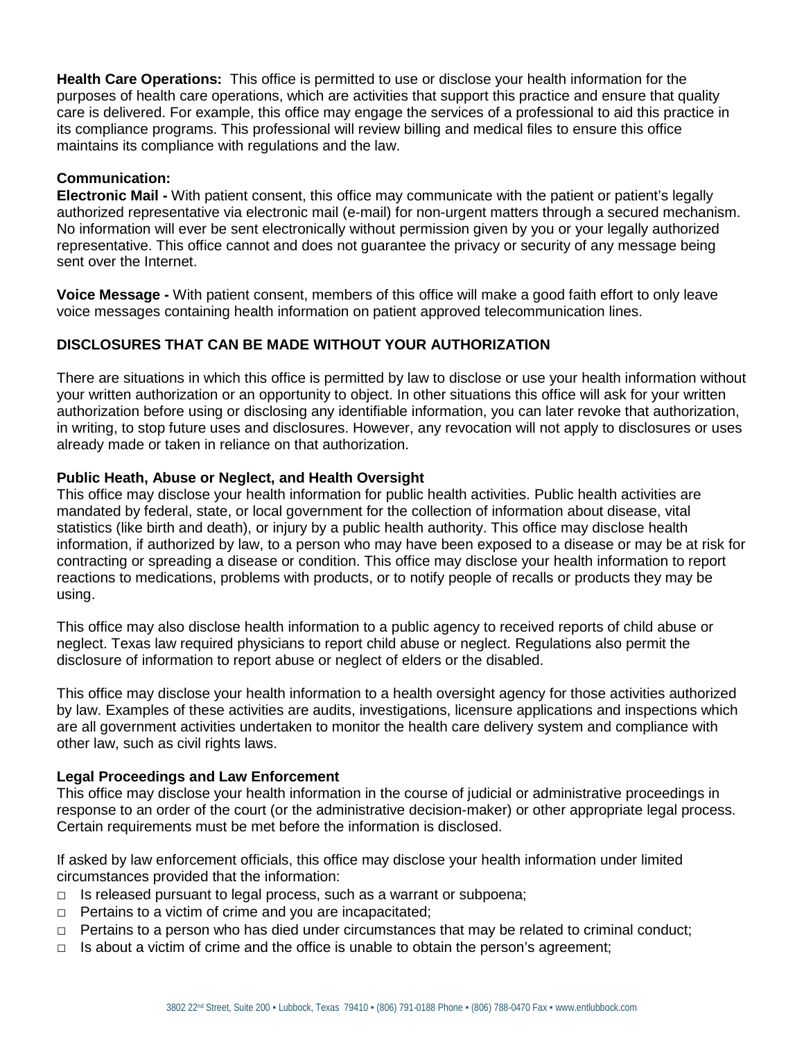**Health Care Operations:** This office is permitted to use or disclose your health information for the purposes of health care operations, which are activities that support this practice and ensure that quality care is delivered. For example, this office may engage the services of a professional to aid this practice in its compliance programs. This professional will review billing and medical files to ensure this office maintains its compliance with regulations and the law.

**Communication:**
**Electronic Mail -** With patient consent, this office may communicate with the patient or patient's legally authorized representative via electronic mail (e-mail) for non-urgent matters through a secured mechanism. No information will ever be sent electronically without permission given by you or your legally authorized representative. This office cannot and does not guarantee the privacy or security of any message being sent over the Internet.

**Voice Message -** With patient consent, members of this office will make a good faith effort to only leave voice messages containing health information on patient approved telecommunication lines.

## DISCLOSURES THAT CAN BE MADE WITHOUT YOUR AUTHORIZATION

There are situations in which this office is permitted by law to disclose or use your health information without your written authorization or an opportunity to object. In other situations this office will ask for your written authorization before using or disclosing any identifiable information, you can later revoke that authorization, in writing, to stop future uses and disclosures. However, any revocation will not apply to disclosures or uses already made or taken in reliance on that authorization.

**Public Heath, Abuse or Neglect, and Health Oversight**
This office may disclose your health information for public health activities. Public health activities are mandated by federal, state, or local government for the collection of information about disease, vital statistics (like birth and death), or injury by a public health authority. This office may disclose health information, if authorized by law, to a person who may have been exposed to a disease or may be at risk for contracting or spreading a disease or condition. This office may disclose your health information to report reactions to medications, problems with products, or to notify people of recalls or products they may be using.

This office may also disclose health information to a public agency to received reports of child abuse or neglect. Texas law required physicians to report child abuse or neglect. Regulations also permit the disclosure of information to report abuse or neglect of elders or the disabled.

This office may disclose your health information to a health oversight agency for those activities authorized by law. Examples of these activities are audits, investigations, licensure applications and inspections which are all government activities undertaken to monitor the health care delivery system and compliance with other law, such as civil rights laws.

**Legal Proceedings and Law Enforcement**
This office may disclose your health information in the course of judicial or administrative proceedings in response to an order of the court (or the administrative decision-maker) or other appropriate legal process. Certain requirements must be met before the information is disclosed.

If asked by law enforcement officials, this office may disclose your health information under limited circumstances provided that the information:

- Is released pursuant to legal process, such as a warrant or subpoena;
- Pertains to a victim of crime and you are incapacitated;
- Pertains to a person who has died under circumstances that may be related to criminal conduct;
- Is about a victim of crime and the office is unable to obtain the person's agreement;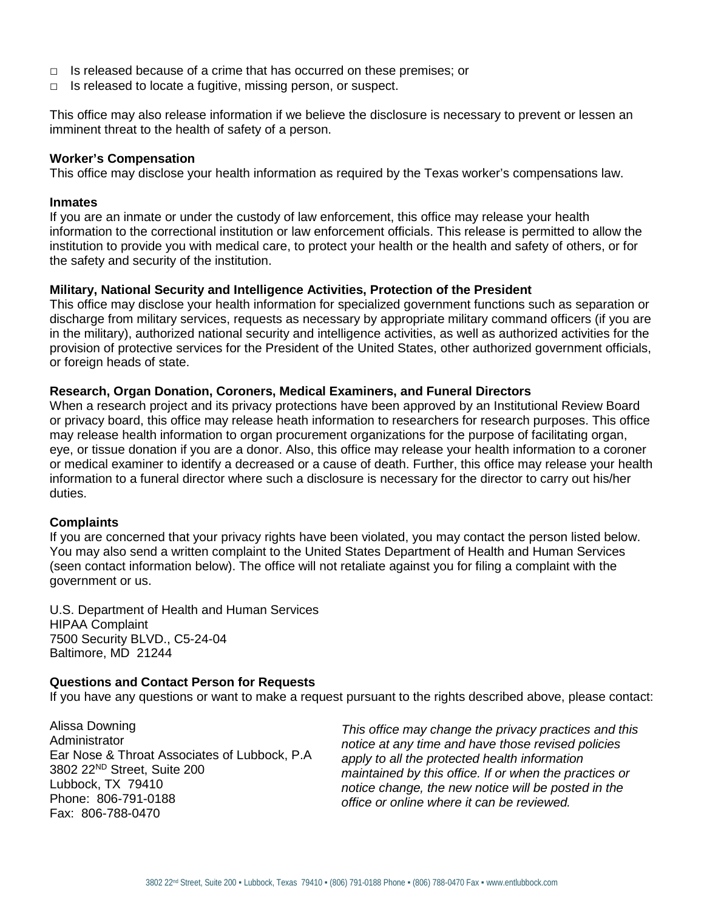- Is released because of a crime that has occurred on these premises; or
- Is released to locate a fugitive, missing person, or suspect.

This office may also release information if we believe the disclosure is necessary to prevent or lessen an imminent threat to the health of safety of a person.

**Worker's Compensation**
This office may disclose your health information as required by the Texas worker's compensations law.

**Inmates**
If you are an inmate or under the custody of law enforcement, this office may release your health information to the correctional institution or law enforcement officials. This release is permitted to allow the institution to provide you with medical care, to protect your health or the health and safety of others, or for the safety and security of the institution.

**Military, National Security and Intelligence Activities, Protection of the President**
This office may disclose your health information for specialized government functions such as separation or discharge from military services, requests as necessary by appropriate military command officers (if you are in the military), authorized national security and intelligence activities, as well as authorized activities for the provision of protective services for the President of the United States, other authorized government officials, or foreign heads of state.

**Research, Organ Donation, Coroners, Medical Examiners, and Funeral Directors**
When a research project and its privacy protections have been approved by an Institutional Review Board or privacy board, this office may release heath information to researchers for research purposes. This office may release health information to organ procurement organizations for the purpose of facilitating organ, eye, or tissue donation if you are a donor. Also, this office may release your health information to a coroner or medical examiner to identify a decreased or a cause of death. Further, this office may release your health information to a funeral director where such a disclosure is necessary for the director to carry out his/her duties.

**Complaints**
If you are concerned that your privacy rights have been violated, you may contact the person listed below. You may also send a written complaint to the United States Department of Health and Human Services (seen contact information below). The office will not retaliate against you for filing a complaint with the government or us.

U.S. Department of Health and Human Services
HIPAA Complaint
7500 Security BLVD., C5-24-04
Baltimore, MD 21244

**Questions and Contact Person for Requests**
If you have any questions or want to make a request pursuant to the rights described above, please contact:

Alissa Downing
Administrator
Ear Nose & Throat Associates of Lubbock, P.A
3802 22ND Street, Suite 200
Lubbock, TX 79410
Phone: 806-791-0188
Fax: 806-788-0470

*This office may change the privacy practices and this notice at any time and have those revised policies apply to all the protected health information maintained by this office. If or when the practices or notice change, the new notice will be posted in the office or online where it can be reviewed.*